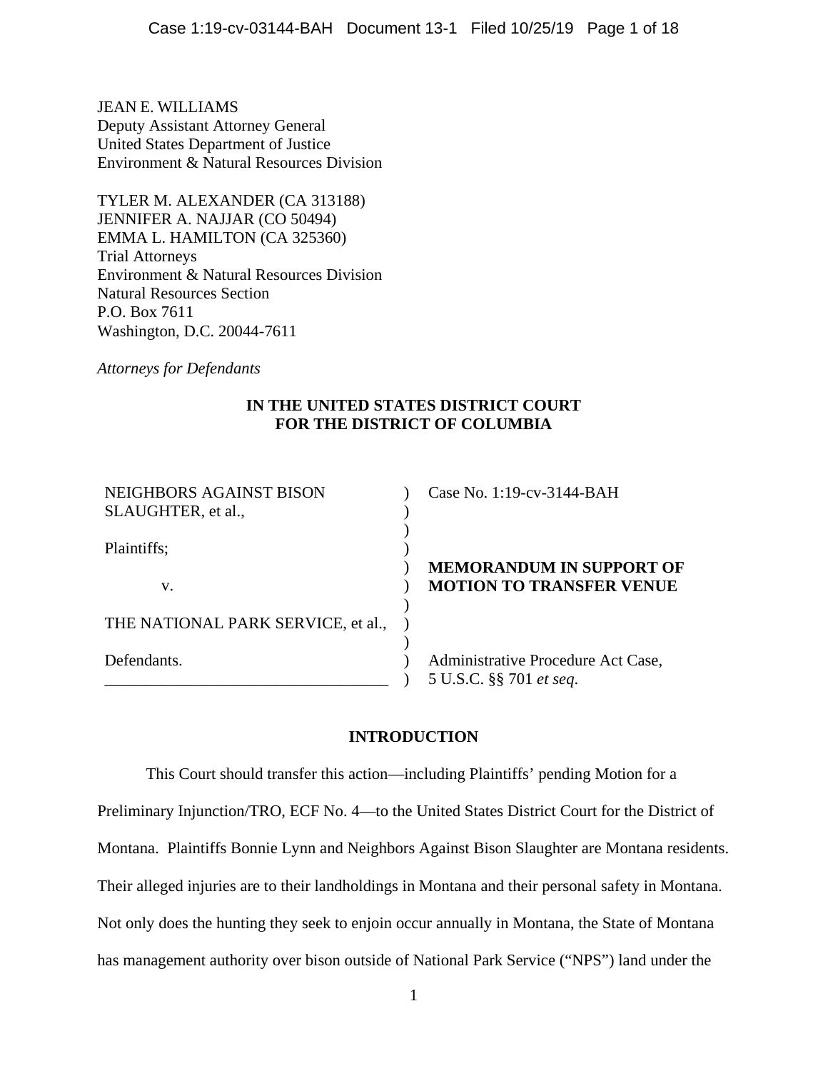JEAN E. WILLIAMS
Deputy Assistant Attorney General
United States Department of Justice
Environment & Natural Resources Division

TYLER M. ALEXANDER (CA 313188)
JENNIFER A. NAJJAR (CO 50494)
EMMA L. HAMILTON (CA 325360)
Trial Attorneys
Environment & Natural Resources Division
Natural Resources Section
P.O. Box 7611
Washington, D.C. 20044-7611

*Attorneys for Defendants*

**IN THE UNITED STATES DISTRICT COURT**
**FOR THE DISTRICT OF COLUMBIA**

| | | |
|---|---|---|
| NEIGHBORS AGAINST BISON SLAUGHTER, et al., | ) | Case No. 1:19-cv-3144-BAH |
| | ) | |
| Plaintiffs; | ) | |
| | ) | **MEMORANDUM IN SUPPORT OF** |
| v. | ) | **MOTION TO TRANSFER VENUE** |
| | ) | |
| THE NATIONAL PARK SERVICE, et al., | ) | |
| | ) | |
| Defendants. | ) | Administrative Procedure Act Case, |
| ___________________________________ | ) | 5 U.S.C. §§ 701 *et seq*. |

## INTRODUCTION

This Court should transfer this action—including Plaintiffs' pending Motion for a Preliminary Injunction/TRO, ECF No. 4—to the United States District Court for the District of Montana. Plaintiffs Bonnie Lynn and Neighbors Against Bison Slaughter are Montana residents. Their alleged injuries are to their landholdings in Montana and their personal safety in Montana. Not only does the hunting they seek to enjoin occur annually in Montana, the State of Montana has management authority over bison outside of National Park Service ("NPS") land under the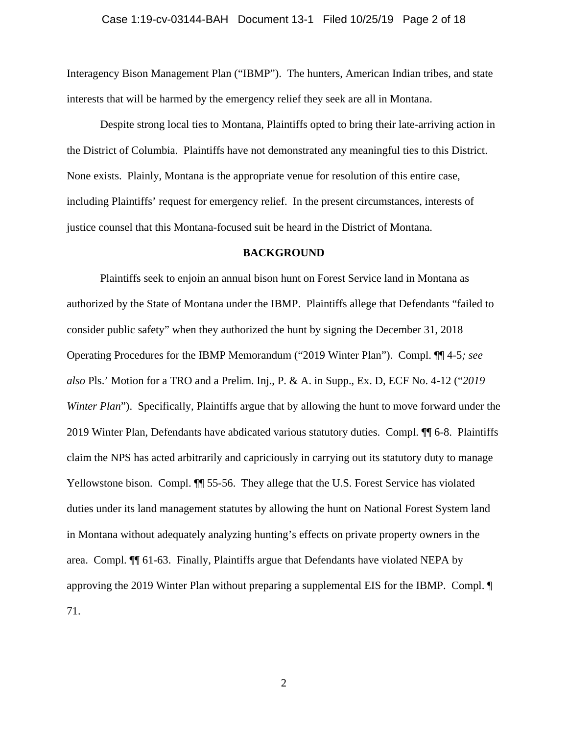Interagency Bison Management Plan ("IBMP"). The hunters, American Indian tribes, and state interests that will be harmed by the emergency relief they seek are all in Montana.

Despite strong local ties to Montana, Plaintiffs opted to bring their late-arriving action in the District of Columbia. Plaintiffs have not demonstrated any meaningful ties to this District. None exists. Plainly, Montana is the appropriate venue for resolution of this entire case, including Plaintiffs' request for emergency relief. In the present circumstances, interests of justice counsel that this Montana-focused suit be heard in the District of Montana.

**BACKGROUND**

Plaintiffs seek to enjoin an annual bison hunt on Forest Service land in Montana as authorized by the State of Montana under the IBMP. Plaintiffs allege that Defendants "failed to consider public safety" when they authorized the hunt by signing the December 31, 2018 Operating Procedures for the IBMP Memorandum ("2019 Winter Plan"). Compl. ¶¶ 4-5*; see also* Pls.' Motion for a TRO and a Prelim. Inj., P. & A. in Supp., Ex. D, ECF No. 4-12 ("*2019 Winter Plan*"). Specifically, Plaintiffs argue that by allowing the hunt to move forward under the 2019 Winter Plan, Defendants have abdicated various statutory duties. Compl. ¶¶ 6-8. Plaintiffs claim the NPS has acted arbitrarily and capriciously in carrying out its statutory duty to manage Yellowstone bison. Compl. ¶¶ 55-56. They allege that the U.S. Forest Service has violated duties under its land management statutes by allowing the hunt on National Forest System land in Montana without adequately analyzing hunting's effects on private property owners in the area. Compl. ¶¶ 61-63. Finally, Plaintiffs argue that Defendants have violated NEPA by approving the 2019 Winter Plan without preparing a supplemental EIS for the IBMP. Compl. ¶ 71.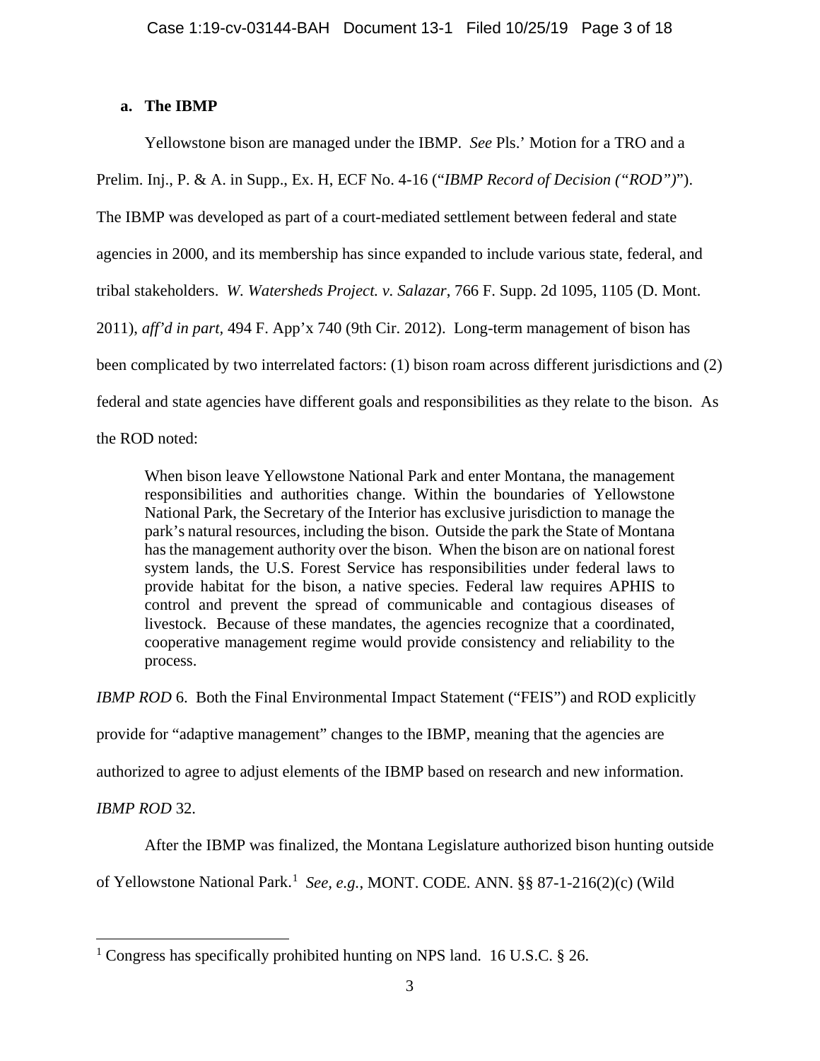### a. The IBMP

Yellowstone bison are managed under the IBMP. *See* Pls.' Motion for a TRO and a Prelim. Inj., P. & A. in Supp., Ex. H, ECF No. 4-16 ("*IBMP Record of Decision ("ROD")*"). The IBMP was developed as part of a court-mediated settlement between federal and state agencies in 2000, and its membership has since expanded to include various state, federal, and tribal stakeholders. *W. Watersheds Project. v. Salazar*, 766 F. Supp. 2d 1095, 1105 (D. Mont. 2011), *aff'd in part*, 494 F. App'x 740 (9th Cir. 2012). Long-term management of bison has been complicated by two interrelated factors: (1) bison roam across different jurisdictions and (2) federal and state agencies have different goals and responsibilities as they relate to the bison. As the ROD noted:

> When bison leave Yellowstone National Park and enter Montana, the management responsibilities and authorities change. Within the boundaries of Yellowstone National Park, the Secretary of the Interior has exclusive jurisdiction to manage the park's natural resources, including the bison. Outside the park the State of Montana has the management authority over the bison. When the bison are on national forest system lands, the U.S. Forest Service has responsibilities under federal laws to provide habitat for the bison, a native species. Federal law requires APHIS to control and prevent the spread of communicable and contagious diseases of livestock. Because of these mandates, the agencies recognize that a coordinated, cooperative management regime would provide consistency and reliability to the process.

*IBMP ROD* 6. Both the Final Environmental Impact Statement ("FEIS") and ROD explicitly provide for "adaptive management" changes to the IBMP, meaning that the agencies are authorized to agree to adjust elements of the IBMP based on research and new information. *IBMP ROD* 32.

After the IBMP was finalized, the Montana Legislature authorized bison hunting outside of Yellowstone National Park.[1] *See, e.g.*, MONT. CODE. ANN. §§ 87-1-216(2)(c) (Wild

---

[1] Congress has specifically prohibited hunting on NPS land. 16 U.S.C. § 26.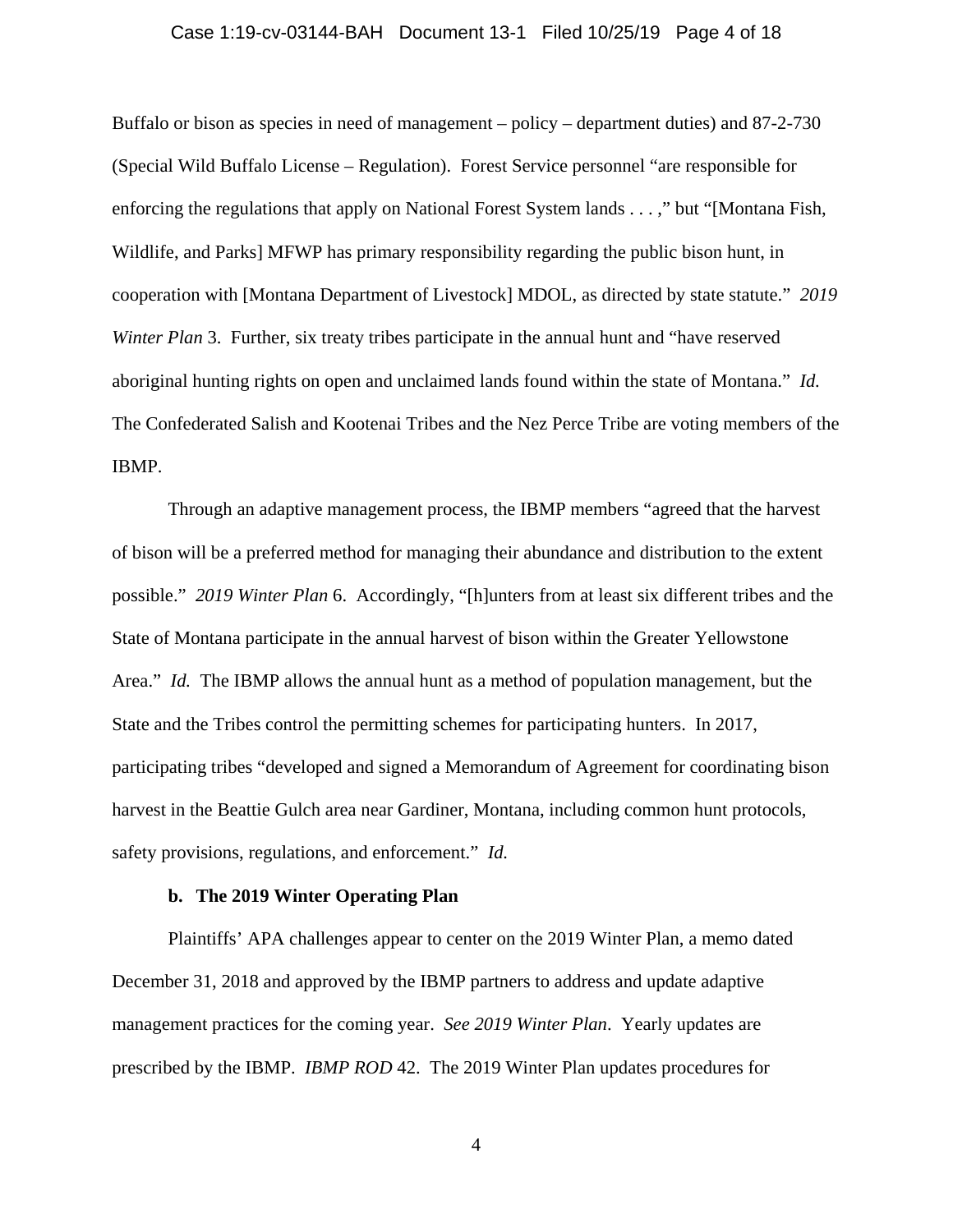Buffalo or bison as species in need of management – policy – department duties) and 87-2-730 (Special Wild Buffalo License – Regulation). Forest Service personnel "are responsible for enforcing the regulations that apply on National Forest System lands . . . ," but "[Montana Fish, Wildlife, and Parks] MFWP has primary responsibility regarding the public bison hunt, in cooperation with [Montana Department of Livestock] MDOL, as directed by state statute." *2019 Winter Plan* 3. Further, six treaty tribes participate in the annual hunt and "have reserved aboriginal hunting rights on open and unclaimed lands found within the state of Montana." *Id.* The Confederated Salish and Kootenai Tribes and the Nez Perce Tribe are voting members of the IBMP.

Through an adaptive management process, the IBMP members "agreed that the harvest of bison will be a preferred method for managing their abundance and distribution to the extent possible." *2019 Winter Plan* 6. Accordingly, "[h]unters from at least six different tribes and the State of Montana participate in the annual harvest of bison within the Greater Yellowstone Area." *Id.* The IBMP allows the annual hunt as a method of population management, but the State and the Tribes control the permitting schemes for participating hunters. In 2017, participating tribes "developed and signed a Memorandum of Agreement for coordinating bison harvest in the Beattie Gulch area near Gardiner, Montana, including common hunt protocols, safety provisions, regulations, and enforcement." *Id.*

**b. The 2019 Winter Operating Plan**

Plaintiffs' APA challenges appear to center on the 2019 Winter Plan, a memo dated December 31, 2018 and approved by the IBMP partners to address and update adaptive management practices for the coming year. *See 2019 Winter Plan*. Yearly updates are prescribed by the IBMP. *IBMP ROD* 42. The 2019 Winter Plan updates procedures for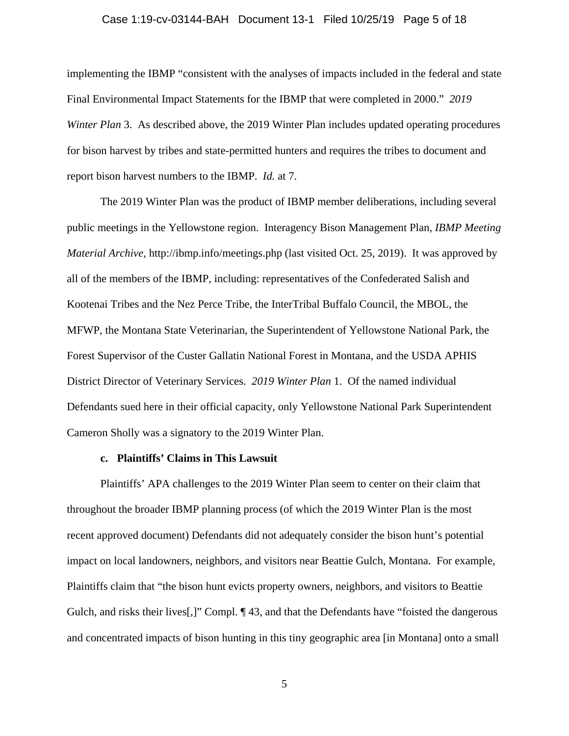implementing the IBMP "consistent with the analyses of impacts included in the federal and state Final Environmental Impact Statements for the IBMP that were completed in 2000." *2019 Winter Plan* 3. As described above, the 2019 Winter Plan includes updated operating procedures for bison harvest by tribes and state-permitted hunters and requires the tribes to document and report bison harvest numbers to the IBMP. *Id.* at 7.

The 2019 Winter Plan was the product of IBMP member deliberations, including several public meetings in the Yellowstone region. Interagency Bison Management Plan, *IBMP Meeting Material Archive*, http://ibmp.info/meetings.php (last visited Oct. 25, 2019). It was approved by all of the members of the IBMP, including: representatives of the Confederated Salish and Kootenai Tribes and the Nez Perce Tribe, the InterTribal Buffalo Council, the MBOL, the MFWP, the Montana State Veterinarian, the Superintendent of Yellowstone National Park, the Forest Supervisor of the Custer Gallatin National Forest in Montana, and the USDA APHIS District Director of Veterinary Services. *2019 Winter Plan* 1. Of the named individual Defendants sued here in their official capacity, only Yellowstone National Park Superintendent Cameron Sholly was a signatory to the 2019 Winter Plan.

**c. Plaintiffs' Claims in This Lawsuit**

Plaintiffs' APA challenges to the 2019 Winter Plan seem to center on their claim that throughout the broader IBMP planning process (of which the 2019 Winter Plan is the most recent approved document) Defendants did not adequately consider the bison hunt's potential impact on local landowners, neighbors, and visitors near Beattie Gulch, Montana. For example, Plaintiffs claim that "the bison hunt evicts property owners, neighbors, and visitors to Beattie Gulch, and risks their lives[,]" Compl. ¶ 43, and that the Defendants have "foisted the dangerous and concentrated impacts of bison hunting in this tiny geographic area [in Montana] onto a small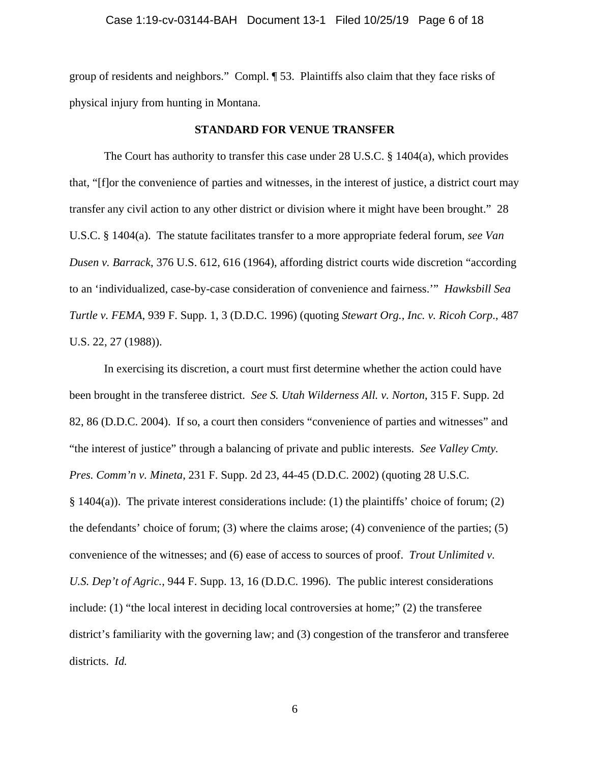group of residents and neighbors." Compl. ¶ 53. Plaintiffs also claim that they face risks of physical injury from hunting in Montana.

## STANDARD FOR VENUE TRANSFER

The Court has authority to transfer this case under 28 U.S.C. § 1404(a), which provides that, "[f]or the convenience of parties and witnesses, in the interest of justice, a district court may transfer any civil action to any other district or division where it might have been brought." 28 U.S.C. § 1404(a). The statute facilitates transfer to a more appropriate federal forum, *see Van Dusen v. Barrack*, 376 U.S. 612, 616 (1964), affording district courts wide discretion "according to an 'individualized, case-by-case consideration of convenience and fairness.'" *Hawksbill Sea Turtle v. FEMA*, 939 F. Supp. 1, 3 (D.D.C. 1996) (quoting *Stewart Org., Inc. v. Ricoh Corp.*, 487 U.S. 22, 27 (1988)).

In exercising its discretion, a court must first determine whether the action could have been brought in the transferee district. *See S. Utah Wilderness All. v. Norton*, 315 F. Supp. 2d 82, 86 (D.D.C. 2004). If so, a court then considers "convenience of parties and witnesses" and "the interest of justice" through a balancing of private and public interests. *See Valley Cmty. Pres. Comm'n v. Mineta*, 231 F. Supp. 2d 23, 44-45 (D.D.C. 2002) (quoting 28 U.S.C. § 1404(a)). The private interest considerations include: (1) the plaintiffs' choice of forum; (2) the defendants' choice of forum; (3) where the claims arose; (4) convenience of the parties; (5) convenience of the witnesses; and (6) ease of access to sources of proof. *Trout Unlimited v. U.S. Dep't of Agric.*, 944 F. Supp. 13, 16 (D.D.C. 1996). The public interest considerations include: (1) "the local interest in deciding local controversies at home;" (2) the transferee district's familiarity with the governing law; and (3) congestion of the transferor and transferee districts. *Id.*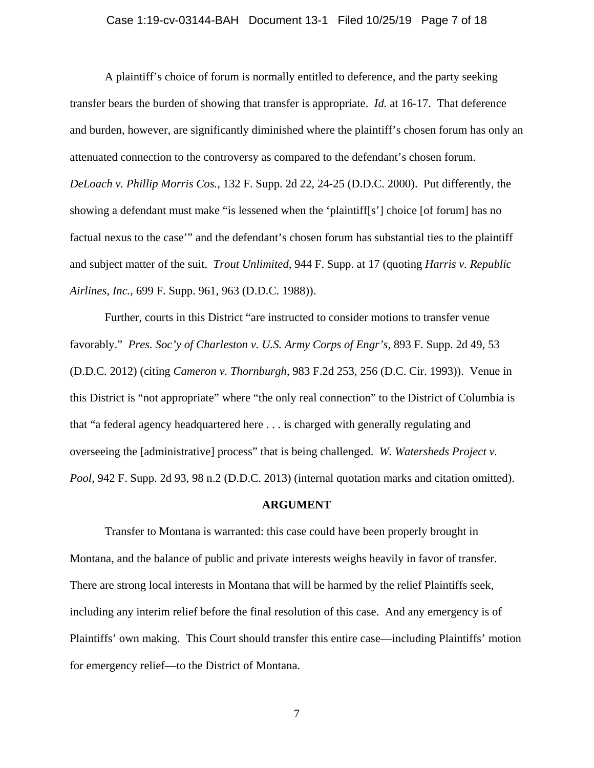A plaintiff's choice of forum is normally entitled to deference, and the party seeking transfer bears the burden of showing that transfer is appropriate. *Id.* at 16-17. That deference and burden, however, are significantly diminished where the plaintiff's chosen forum has only an attenuated connection to the controversy as compared to the defendant's chosen forum. *DeLoach v. Phillip Morris Cos.*, 132 F. Supp. 2d 22, 24-25 (D.D.C. 2000). Put differently, the showing a defendant must make "is lessened when the 'plaintiff[s'] choice [of forum] has no factual nexus to the case'" and the defendant's chosen forum has substantial ties to the plaintiff and subject matter of the suit. *Trout Unlimited*, 944 F. Supp. at 17 (quoting *Harris v. Republic Airlines, Inc.*, 699 F. Supp. 961, 963 (D.D.C. 1988)).

Further, courts in this District "are instructed to consider motions to transfer venue favorably." *Pres. Soc'y of Charleston v. U.S. Army Corps of Engr's*, 893 F. Supp. 2d 49, 53 (D.D.C. 2012) (citing *Cameron v. Thornburgh*, 983 F.2d 253, 256 (D.C. Cir. 1993)). Venue in this District is "not appropriate" where "the only real connection" to the District of Columbia is that "a federal agency headquartered here . . . is charged with generally regulating and overseeing the [administrative] process" that is being challenged. *W. Watersheds Project v. Pool*, 942 F. Supp. 2d 93, 98 n.2 (D.D.C. 2013) (internal quotation marks and citation omitted).

## ARGUMENT

Transfer to Montana is warranted: this case could have been properly brought in Montana, and the balance of public and private interests weighs heavily in favor of transfer. There are strong local interests in Montana that will be harmed by the relief Plaintiffs seek, including any interim relief before the final resolution of this case. And any emergency is of Plaintiffs' own making. This Court should transfer this entire case—including Plaintiffs' motion for emergency relief—to the District of Montana.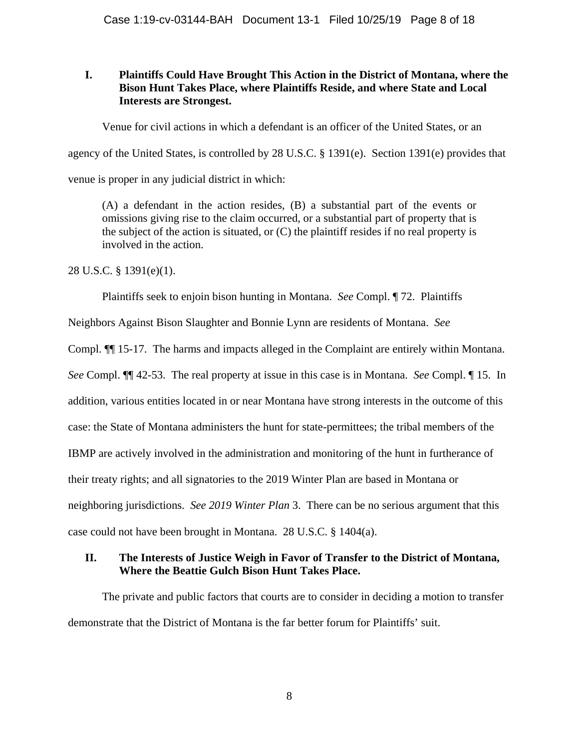## I. Plaintiffs Could Have Brought This Action in the District of Montana, where the Bison Hunt Takes Place, where Plaintiffs Reside, and where State and Local Interests are Strongest.

Venue for civil actions in which a defendant is an officer of the United States, or an agency of the United States, is controlled by 28 U.S.C. § 1391(e). Section 1391(e) provides that venue is proper in any judicial district in which:

> (A) a defendant in the action resides, (B) a substantial part of the events or omissions giving rise to the claim occurred, or a substantial part of property that is the subject of the action is situated, or (C) the plaintiff resides if no real property is involved in the action.

28 U.S.C. § 1391(e)(1).

Plaintiffs seek to enjoin bison hunting in Montana. *See* Compl. ¶ 72. Plaintiffs Neighbors Against Bison Slaughter and Bonnie Lynn are residents of Montana. *See* Compl. ¶¶ 15-17. The harms and impacts alleged in the Complaint are entirely within Montana. *See* Compl. ¶¶ 42-53. The real property at issue in this case is in Montana. *See* Compl. ¶ 15. In addition, various entities located in or near Montana have strong interests in the outcome of this case: the State of Montana administers the hunt for state-permittees; the tribal members of the IBMP are actively involved in the administration and monitoring of the hunt in furtherance of their treaty rights; and all signatories to the 2019 Winter Plan are based in Montana or neighboring jurisdictions. *See 2019 Winter Plan* 3. There can be no serious argument that this case could not have been brought in Montana. 28 U.S.C. § 1404(a).

## II. The Interests of Justice Weigh in Favor of Transfer to the District of Montana, Where the Beattie Gulch Bison Hunt Takes Place.

The private and public factors that courts are to consider in deciding a motion to transfer demonstrate that the District of Montana is the far better forum for Plaintiffs' suit.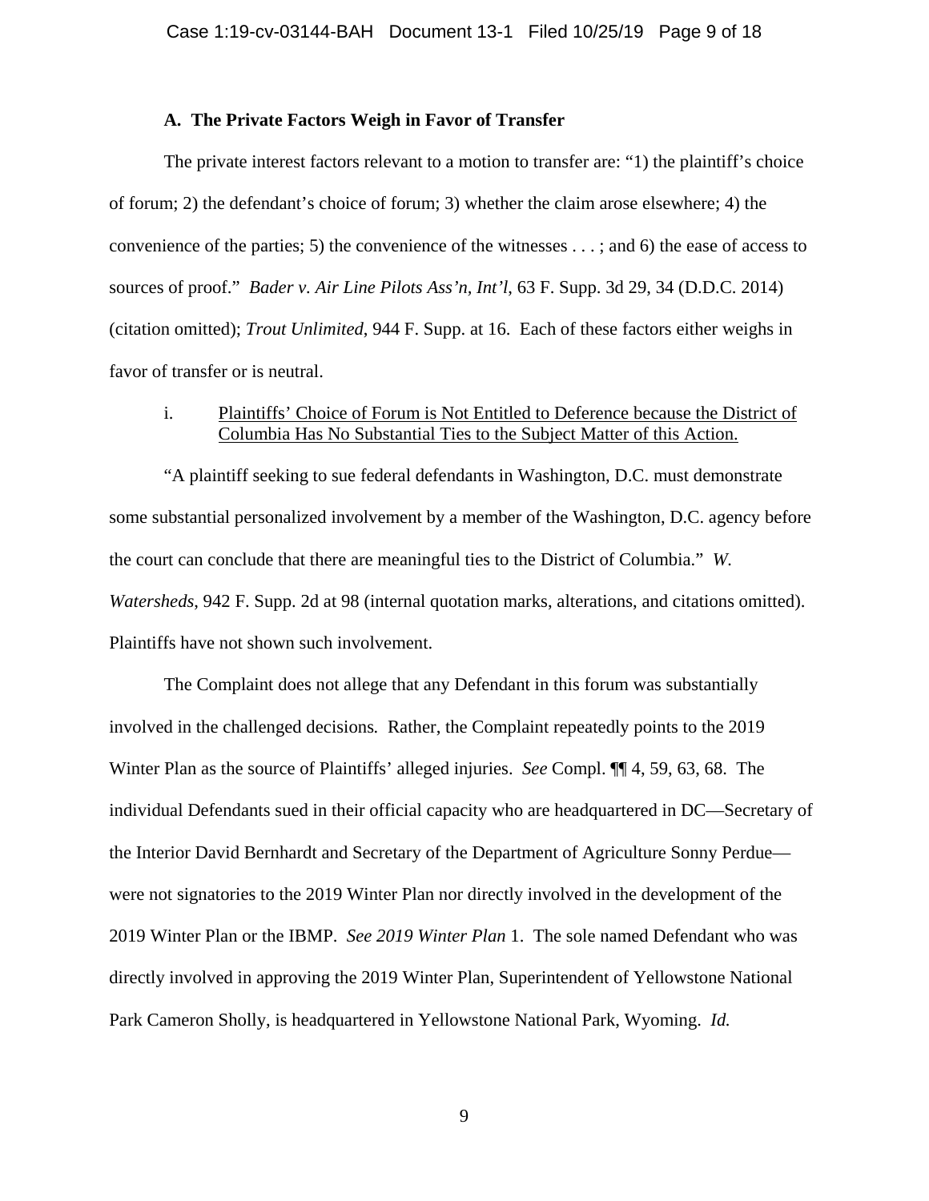### A. The Private Factors Weigh in Favor of Transfer

The private interest factors relevant to a motion to transfer are: "1) the plaintiff's choice of forum; 2) the defendant's choice of forum; 3) whether the claim arose elsewhere; 4) the convenience of the parties; 5) the convenience of the witnesses . . . ; and 6) the ease of access to sources of proof." *Bader v. Air Line Pilots Ass'n, Int'l*, 63 F. Supp. 3d 29, 34 (D.D.C. 2014) (citation omitted); *Trout Unlimited*, 944 F. Supp. at 16. Each of these factors either weighs in favor of transfer or is neutral.

i. Plaintiffs' Choice of Forum is Not Entitled to Deference because the District of Columbia Has No Substantial Ties to the Subject Matter of this Action.

"A plaintiff seeking to sue federal defendants in Washington, D.C. must demonstrate some substantial personalized involvement by a member of the Washington, D.C. agency before the court can conclude that there are meaningful ties to the District of Columbia." *W. Watersheds*, 942 F. Supp. 2d at 98 (internal quotation marks, alterations, and citations omitted). Plaintiffs have not shown such involvement.

The Complaint does not allege that any Defendant in this forum was substantially involved in the challenged decisions. Rather, the Complaint repeatedly points to the 2019 Winter Plan as the source of Plaintiffs' alleged injuries. *See* Compl. ¶¶ 4, 59, 63, 68. The individual Defendants sued in their official capacity who are headquartered in DC—Secretary of the Interior David Bernhardt and Secretary of the Department of Agriculture Sonny Perdue—were not signatories to the 2019 Winter Plan nor directly involved in the development of the 2019 Winter Plan or the IBMP. *See 2019 Winter Plan* 1. The sole named Defendant who was directly involved in approving the 2019 Winter Plan, Superintendent of Yellowstone National Park Cameron Sholly, is headquartered in Yellowstone National Park, Wyoming. *Id.*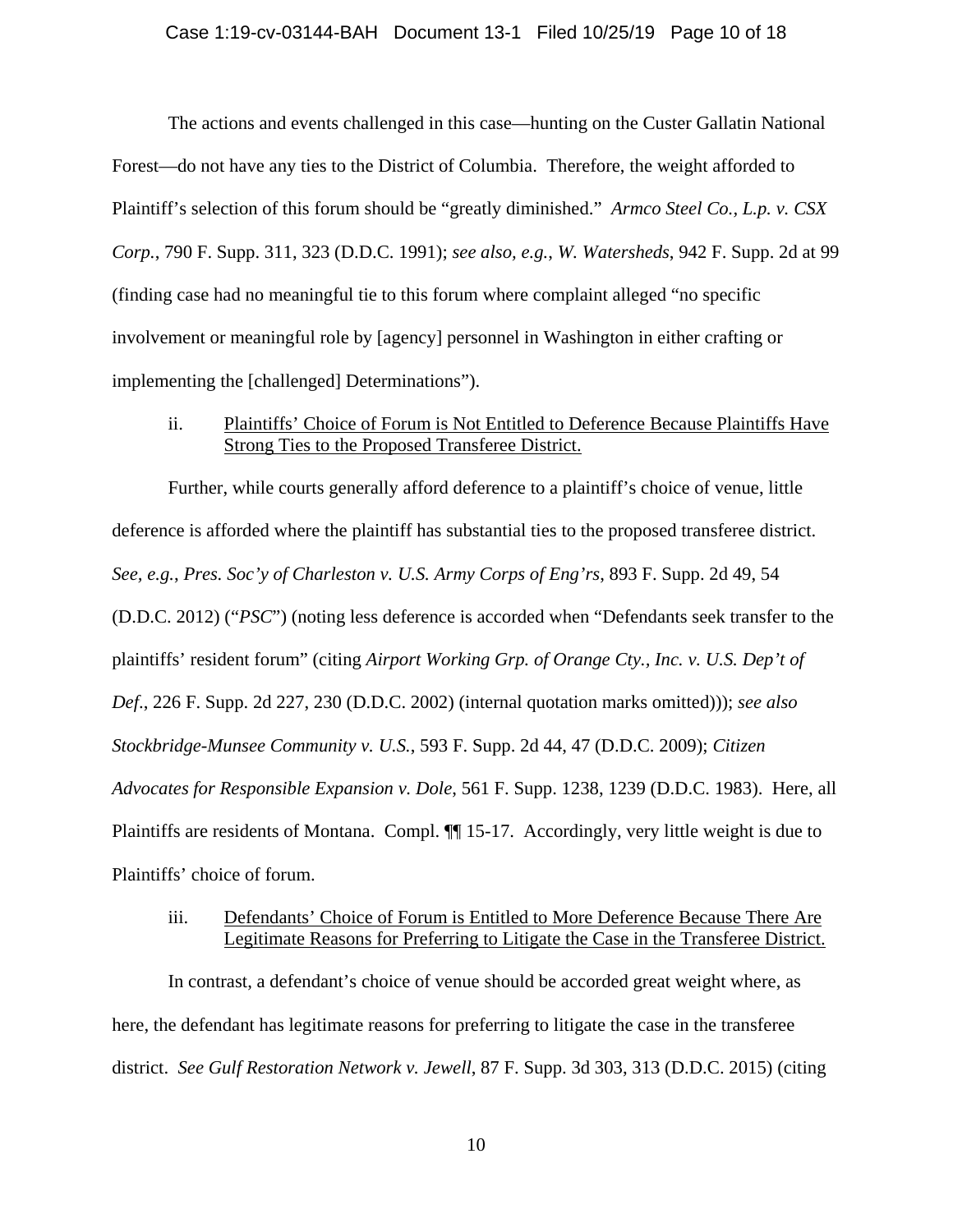The actions and events challenged in this case—hunting on the Custer Gallatin National Forest—do not have any ties to the District of Columbia. Therefore, the weight afforded to Plaintiff's selection of this forum should be "greatly diminished." *Armco Steel Co., L.p. v. CSX Corp.*, 790 F. Supp. 311, 323 (D.D.C. 1991); *see also, e.g.*, *W. Watersheds*, 942 F. Supp. 2d at 99 (finding case had no meaningful tie to this forum where complaint alleged "no specific involvement or meaningful role by [agency] personnel in Washington in either crafting or implementing the [challenged] Determinations").

ii. <u>Plaintiffs' Choice of Forum is Not Entitled to Deference Because Plaintiffs Have Strong Ties to the Proposed Transferee District.</u>

Further, while courts generally afford deference to a plaintiff's choice of venue, little deference is afforded where the plaintiff has substantial ties to the proposed transferee district. *See, e.g.*, *Pres. Soc'y of Charleston v. U.S. Army Corps of Eng'rs*, 893 F. Supp. 2d 49, 54 (D.D.C. 2012) ("*PSC*") (noting less deference is accorded when "Defendants seek transfer to the plaintiffs' resident forum" (citing *Airport Working Grp. of Orange Cty., Inc. v. U.S. Dep't of Def.*, 226 F. Supp. 2d 227, 230 (D.D.C. 2002) (internal quotation marks omitted))); *see also Stockbridge-Munsee Community v. U.S.*, 593 F. Supp. 2d 44, 47 (D.D.C. 2009); *Citizen Advocates for Responsible Expansion v. Dole*, 561 F. Supp. 1238, 1239 (D.D.C. 1983). Here, all Plaintiffs are residents of Montana. Compl. ¶¶ 15-17. Accordingly, very little weight is due to Plaintiffs' choice of forum.

iii. <u>Defendants' Choice of Forum is Entitled to More Deference Because There Are Legitimate Reasons for Preferring to Litigate the Case in the Transferee District.</u>

In contrast, a defendant's choice of venue should be accorded great weight where, as here, the defendant has legitimate reasons for preferring to litigate the case in the transferee district. *See Gulf Restoration Network v. Jewell*, 87 F. Supp. 3d 303, 313 (D.D.C. 2015) (citing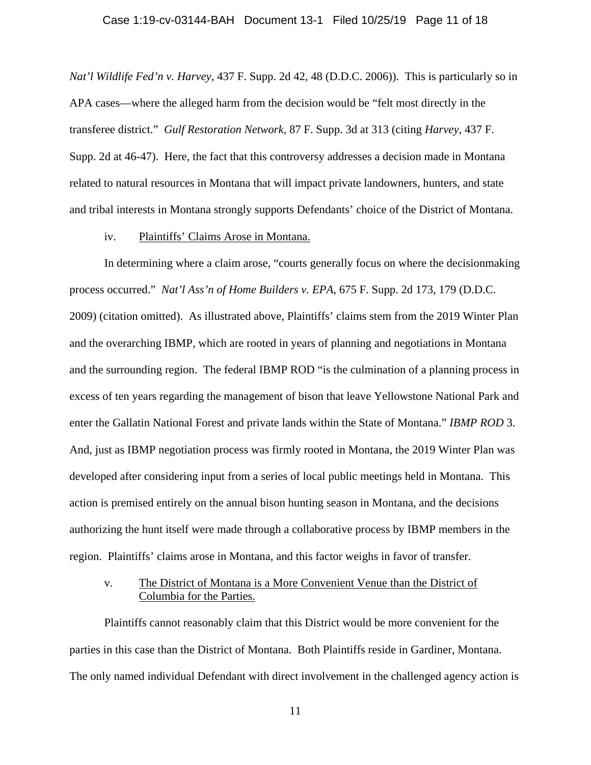*Nat'l Wildlife Fed'n v. Harvey*, 437 F. Supp. 2d 42, 48 (D.D.C. 2006)). This is particularly so in APA cases—where the alleged harm from the decision would be "felt most directly in the transferee district." *Gulf Restoration Network*, 87 F. Supp. 3d at 313 (citing *Harvey*, 437 F. Supp. 2d at 46-47). Here, the fact that this controversy addresses a decision made in Montana related to natural resources in Montana that will impact private landowners, hunters, and state and tribal interests in Montana strongly supports Defendants' choice of the District of Montana.

iv. Plaintiffs' Claims Arose in Montana.

In determining where a claim arose, "courts generally focus on where the decisionmaking process occurred." *Nat'l Ass'n of Home Builders v. EPA*, 675 F. Supp. 2d 173, 179 (D.D.C. 2009) (citation omitted). As illustrated above, Plaintiffs' claims stem from the 2019 Winter Plan and the overarching IBMP, which are rooted in years of planning and negotiations in Montana and the surrounding region. The federal IBMP ROD "is the culmination of a planning process in excess of ten years regarding the management of bison that leave Yellowstone National Park and enter the Gallatin National Forest and private lands within the State of Montana." *IBMP ROD* 3. And, just as IBMP negotiation process was firmly rooted in Montana, the 2019 Winter Plan was developed after considering input from a series of local public meetings held in Montana. This action is premised entirely on the annual bison hunting season in Montana, and the decisions authorizing the hunt itself were made through a collaborative process by IBMP members in the region. Plaintiffs' claims arose in Montana, and this factor weighs in favor of transfer.

v. The District of Montana is a More Convenient Venue than the District of Columbia for the Parties.

Plaintiffs cannot reasonably claim that this District would be more convenient for the parties in this case than the District of Montana. Both Plaintiffs reside in Gardiner, Montana. The only named individual Defendant with direct involvement in the challenged agency action is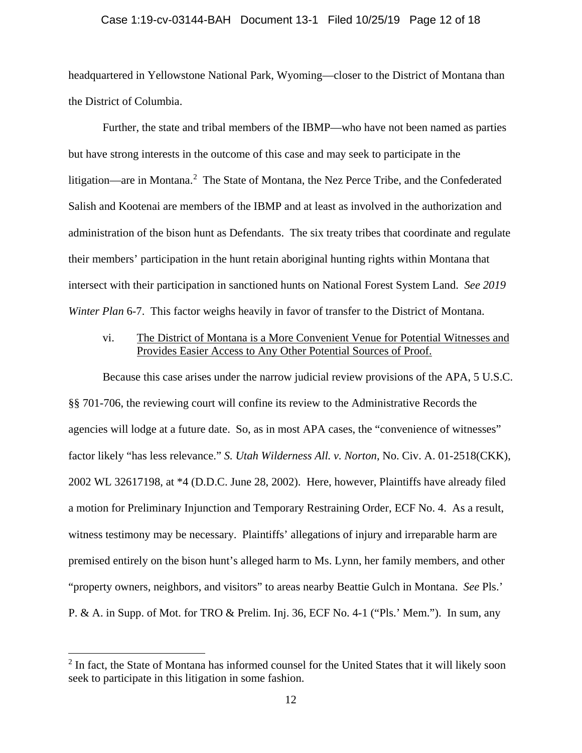headquartered in Yellowstone National Park, Wyoming—closer to the District of Montana than the District of Columbia.

Further, the state and tribal members of the IBMP—who have not been named as parties but have strong interests in the outcome of this case and may seek to participate in the litigation—are in Montana.[2] The State of Montana, the Nez Perce Tribe, and the Confederated Salish and Kootenai are members of the IBMP and at least as involved in the authorization and administration of the bison hunt as Defendants. The six treaty tribes that coordinate and regulate their members' participation in the hunt retain aboriginal hunting rights within Montana that intersect with their participation in sanctioned hunts on National Forest System Land. *See 2019 Winter Plan* 6-7. This factor weighs heavily in favor of transfer to the District of Montana.

vi. <u>The District of Montana is a More Convenient Venue for Potential Witnesses and Provides Easier Access to Any Other Potential Sources of Proof.</u>

Because this case arises under the narrow judicial review provisions of the APA, 5 U.S.C. §§ 701-706, the reviewing court will confine its review to the Administrative Records the agencies will lodge at a future date. So, as in most APA cases, the "convenience of witnesses" factor likely "has less relevance." *S. Utah Wilderness All. v. Norton*, No. Civ. A. 01-2518(CKK), 2002 WL 32617198, at *4 (D.D.C. June 28, 2002). Here, however, Plaintiffs have already filed a motion for Preliminary Injunction and Temporary Restraining Order, ECF No. 4. As a result, witness testimony may be necessary. Plaintiffs' allegations of injury and irreparable harm are premised entirely on the bison hunt's alleged harm to Ms. Lynn, her family members, and other "property owners, neighbors, and visitors" to areas nearby Beattie Gulch in Montana. *See* Pls.' P. & A. in Supp. of Mot. for TRO & Prelim. Inj. 36, ECF No. 4-1 ("Pls.' Mem."). In sum, any

[2] In fact, the State of Montana has informed counsel for the United States that it will likely soon seek to participate in this litigation in some fashion.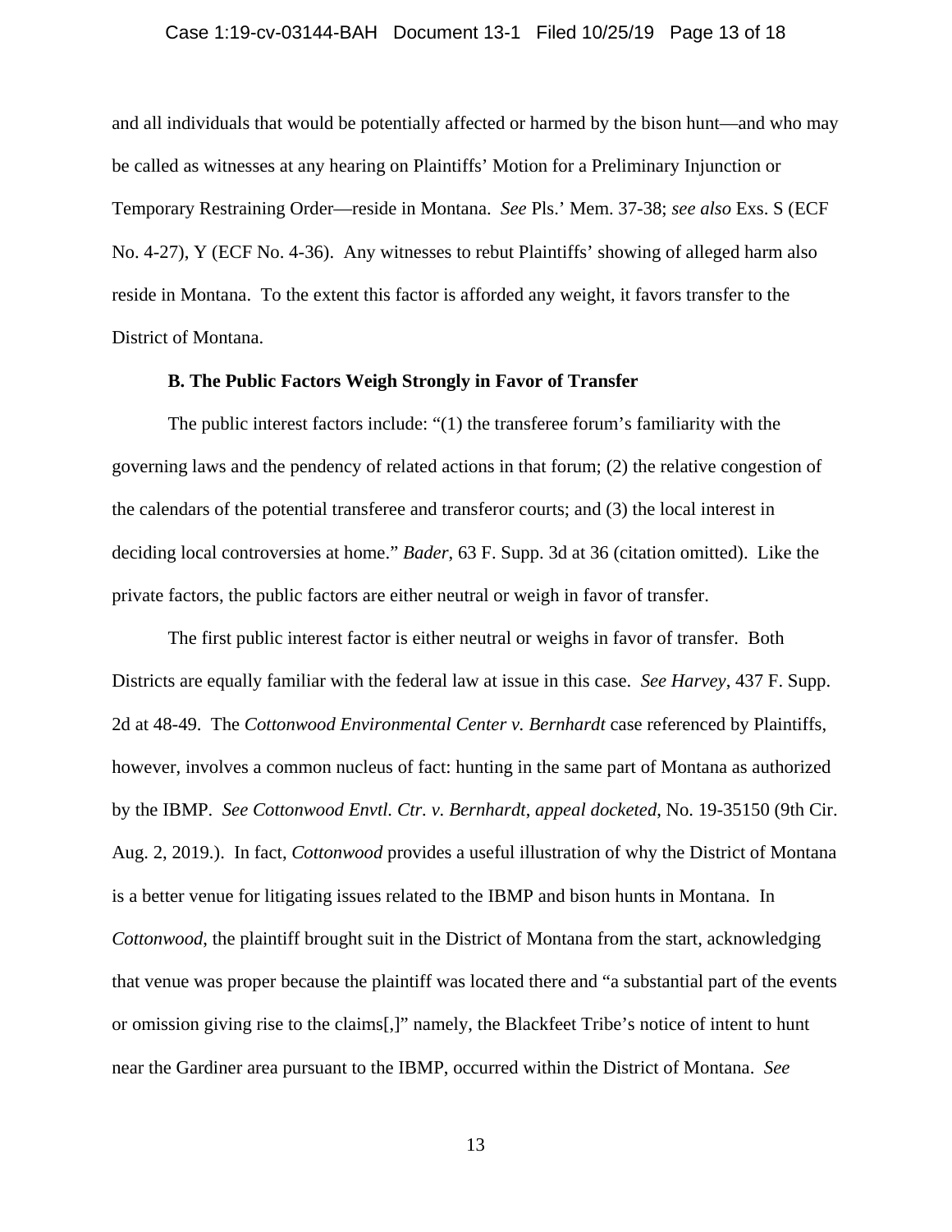and all individuals that would be potentially affected or harmed by the bison hunt—and who may be called as witnesses at any hearing on Plaintiffs' Motion for a Preliminary Injunction or Temporary Restraining Order—reside in Montana. *See* Pls.' Mem. 37-38; *see also* Exs. S (ECF No. 4-27), Y (ECF No. 4-36). Any witnesses to rebut Plaintiffs' showing of alleged harm also reside in Montana. To the extent this factor is afforded any weight, it favors transfer to the District of Montana.

**B. The Public Factors Weigh Strongly in Favor of Transfer**

The public interest factors include: "(1) the transferee forum's familiarity with the governing laws and the pendency of related actions in that forum; (2) the relative congestion of the calendars of the potential transferee and transferor courts; and (3) the local interest in deciding local controversies at home." *Bader*, 63 F. Supp. 3d at 36 (citation omitted). Like the private factors, the public factors are either neutral or weigh in favor of transfer.

The first public interest factor is either neutral or weighs in favor of transfer. Both Districts are equally familiar with the federal law at issue in this case. *See Harvey*, 437 F. Supp. 2d at 48-49. The *Cottonwood Environmental Center v. Bernhardt* case referenced by Plaintiffs, however, involves a common nucleus of fact: hunting in the same part of Montana as authorized by the IBMP. *See Cottonwood Envtl. Ctr. v. Bernhardt*, *appeal docketed*, No. 19-35150 (9th Cir. Aug. 2, 2019.). In fact, *Cottonwood* provides a useful illustration of why the District of Montana is a better venue for litigating issues related to the IBMP and bison hunts in Montana. In *Cottonwood*, the plaintiff brought suit in the District of Montana from the start, acknowledging that venue was proper because the plaintiff was located there and "a substantial part of the events or omission giving rise to the claims[,]" namely, the Blackfeet Tribe's notice of intent to hunt near the Gardiner area pursuant to the IBMP, occurred within the District of Montana. *See*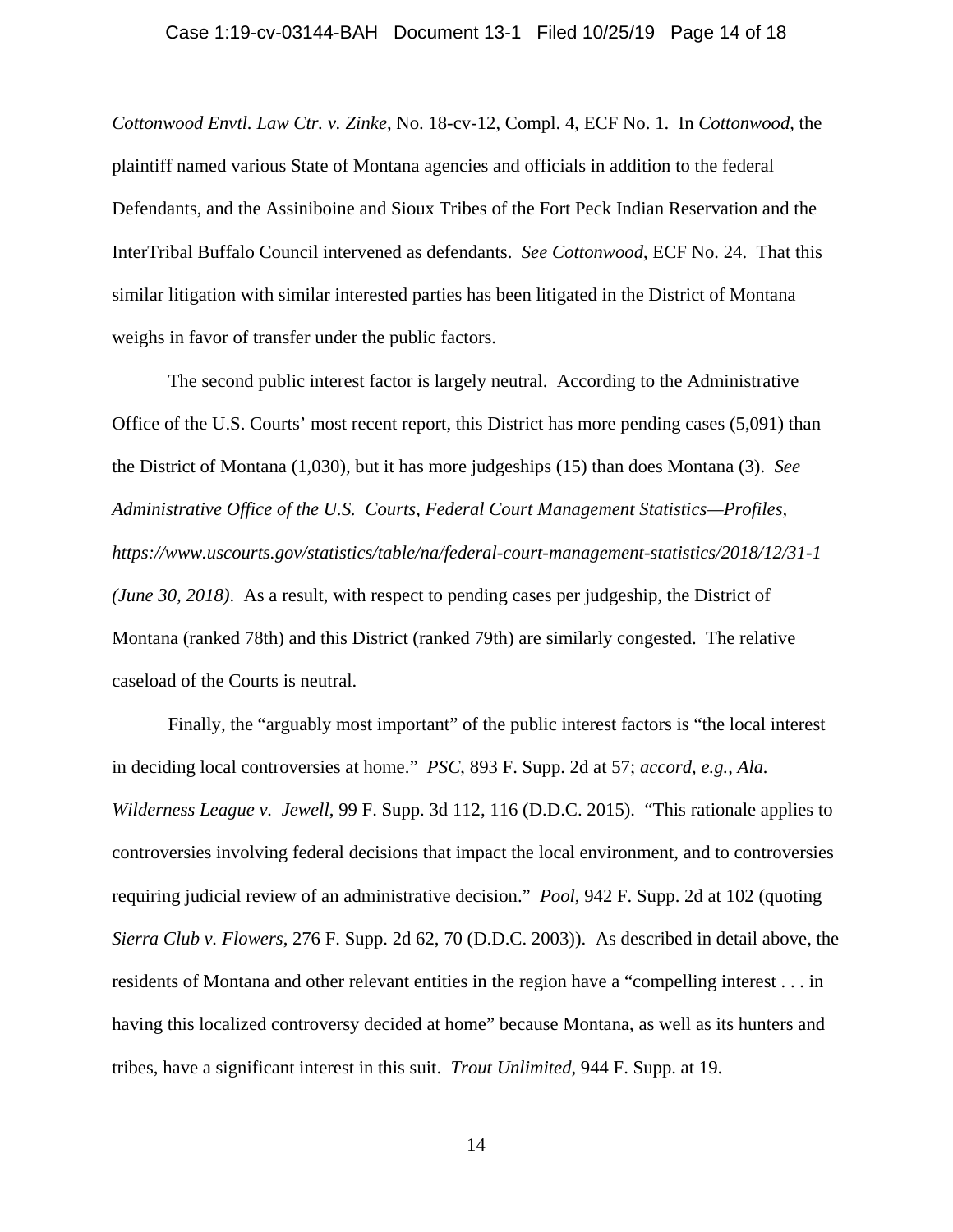*Cottonwood Envtl. Law Ctr. v. Zinke*, No. 18-cv-12, Compl. 4, ECF No. 1. In *Cottonwood*, the plaintiff named various State of Montana agencies and officials in addition to the federal Defendants, and the Assiniboine and Sioux Tribes of the Fort Peck Indian Reservation and the InterTribal Buffalo Council intervened as defendants. *See Cottonwood*, ECF No. 24. That this similar litigation with similar interested parties has been litigated in the District of Montana weighs in favor of transfer under the public factors.

The second public interest factor is largely neutral. According to the Administrative Office of the U.S. Courts' most recent report, this District has more pending cases (5,091) than the District of Montana (1,030), but it has more judgeships (15) than does Montana (3). *See Administrative Office of the U.S. Courts*, *Federal Court Management Statistics—Profiles*, *https://www.uscourts.gov/statistics/table/na/federal-court-management-statistics/2018/12/31-1 (June 30, 2018)*. As a result, with respect to pending cases per judgeship, the District of Montana (ranked 78th) and this District (ranked 79th) are similarly congested. The relative caseload of the Courts is neutral.

Finally, the "arguably most important" of the public interest factors is "the local interest in deciding local controversies at home." *PSC*, 893 F. Supp. 2d at 57; *accord, e.g.*, *Ala. Wilderness League v. Jewell*, 99 F. Supp. 3d 112, 116 (D.D.C. 2015). "This rationale applies to controversies involving federal decisions that impact the local environment, and to controversies requiring judicial review of an administrative decision." *Pool*, 942 F. Supp. 2d at 102 (quoting *Sierra Club v. Flowers*, 276 F. Supp. 2d 62, 70 (D.D.C. 2003)). As described in detail above, the residents of Montana and other relevant entities in the region have a "compelling interest . . . in having this localized controversy decided at home" because Montana, as well as its hunters and tribes, have a significant interest in this suit. *Trout Unlimited*, 944 F. Supp. at 19.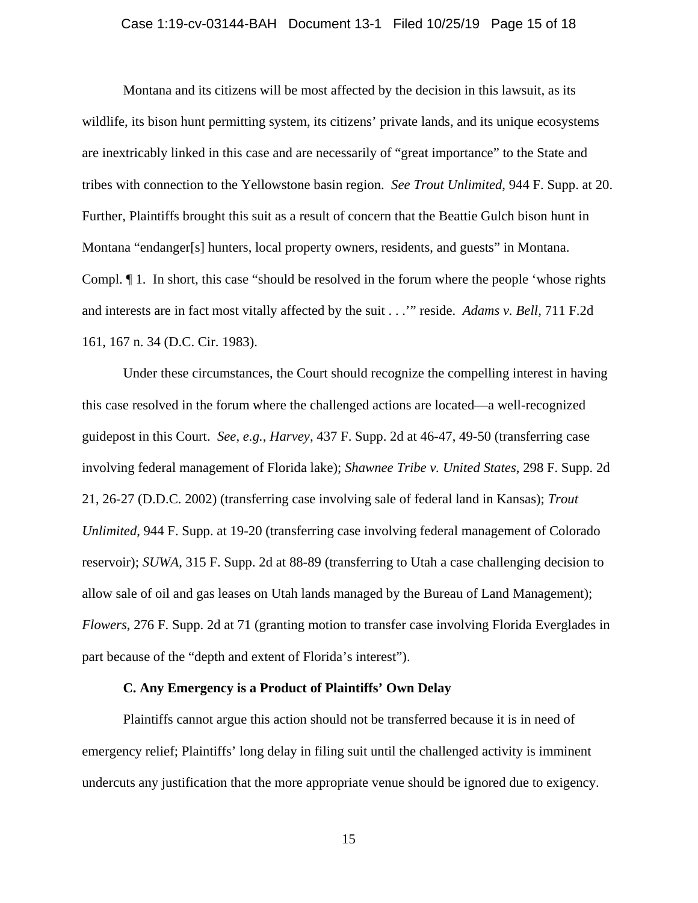Montana and its citizens will be most affected by the decision in this lawsuit, as its wildlife, its bison hunt permitting system, its citizens' private lands, and its unique ecosystems are inextricably linked in this case and are necessarily of "great importance" to the State and tribes with connection to the Yellowstone basin region. *See Trout Unlimited*, 944 F. Supp. at 20. Further, Plaintiffs brought this suit as a result of concern that the Beattie Gulch bison hunt in Montana "endanger[s] hunters, local property owners, residents, and guests" in Montana. Compl. ¶ 1. In short, this case "should be resolved in the forum where the people 'whose rights and interests are in fact most vitally affected by the suit . . .'" reside. *Adams v. Bell*, 711 F.2d 161, 167 n. 34 (D.C. Cir. 1983).

Under these circumstances, the Court should recognize the compelling interest in having this case resolved in the forum where the challenged actions are located—a well-recognized guidepost in this Court. *See, e.g.*, *Harvey*, 437 F. Supp. 2d at 46-47, 49-50 (transferring case involving federal management of Florida lake); *Shawnee Tribe v. United States*, 298 F. Supp. 2d 21, 26-27 (D.D.C. 2002) (transferring case involving sale of federal land in Kansas); *Trout Unlimited*, 944 F. Supp. at 19-20 (transferring case involving federal management of Colorado reservoir); *SUWA*, 315 F. Supp. 2d at 88-89 (transferring to Utah a case challenging decision to allow sale of oil and gas leases on Utah lands managed by the Bureau of Land Management); *Flowers*, 276 F. Supp. 2d at 71 (granting motion to transfer case involving Florida Everglades in part because of the "depth and extent of Florida's interest").

**C. Any Emergency is a Product of Plaintiffs' Own Delay**

Plaintiffs cannot argue this action should not be transferred because it is in need of emergency relief; Plaintiffs' long delay in filing suit until the challenged activity is imminent undercuts any justification that the more appropriate venue should be ignored due to exigency.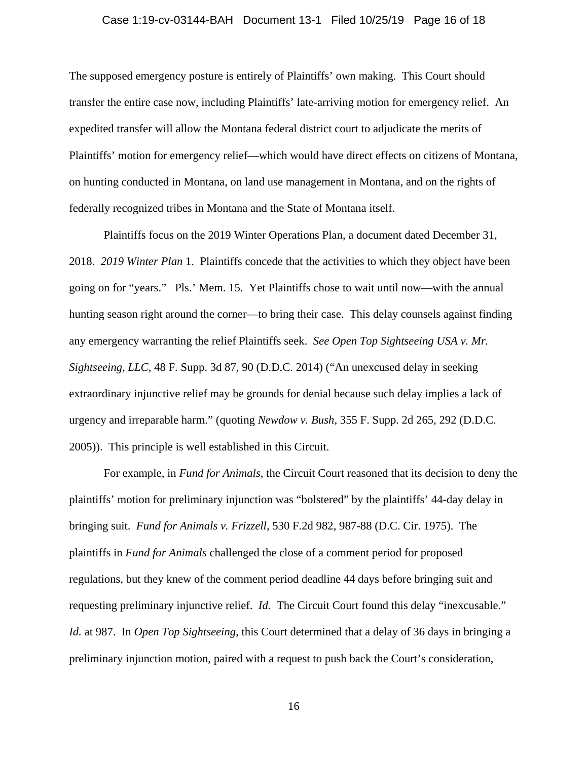The supposed emergency posture is entirely of Plaintiffs' own making. This Court should transfer the entire case now, including Plaintiffs' late-arriving motion for emergency relief. An expedited transfer will allow the Montana federal district court to adjudicate the merits of Plaintiffs' motion for emergency relief—which would have direct effects on citizens of Montana, on hunting conducted in Montana, on land use management in Montana, and on the rights of federally recognized tribes in Montana and the State of Montana itself.

Plaintiffs focus on the 2019 Winter Operations Plan, a document dated December 31, 2018. *2019 Winter Plan* 1. Plaintiffs concede that the activities to which they object have been going on for "years." Pls.' Mem. 15. Yet Plaintiffs chose to wait until now—with the annual hunting season right around the corner—to bring their case. This delay counsels against finding any emergency warranting the relief Plaintiffs seek. *See Open Top Sightseeing USA v. Mr. Sightseeing, LLC*, 48 F. Supp. 3d 87, 90 (D.D.C. 2014) ("An unexcused delay in seeking extraordinary injunctive relief may be grounds for denial because such delay implies a lack of urgency and irreparable harm." (quoting *Newdow v. Bush*, 355 F. Supp. 2d 265, 292 (D.D.C. 2005)). This principle is well established in this Circuit.

For example, in *Fund for Animals*, the Circuit Court reasoned that its decision to deny the plaintiffs' motion for preliminary injunction was "bolstered" by the plaintiffs' 44-day delay in bringing suit. *Fund for Animals v. Frizzell*, 530 F.2d 982, 987-88 (D.C. Cir. 1975). The plaintiffs in *Fund for Animals* challenged the close of a comment period for proposed regulations, but they knew of the comment period deadline 44 days before bringing suit and requesting preliminary injunctive relief. *Id.* The Circuit Court found this delay "inexcusable." *Id.* at 987. In *Open Top Sightseeing*, this Court determined that a delay of 36 days in bringing a preliminary injunction motion, paired with a request to push back the Court's consideration,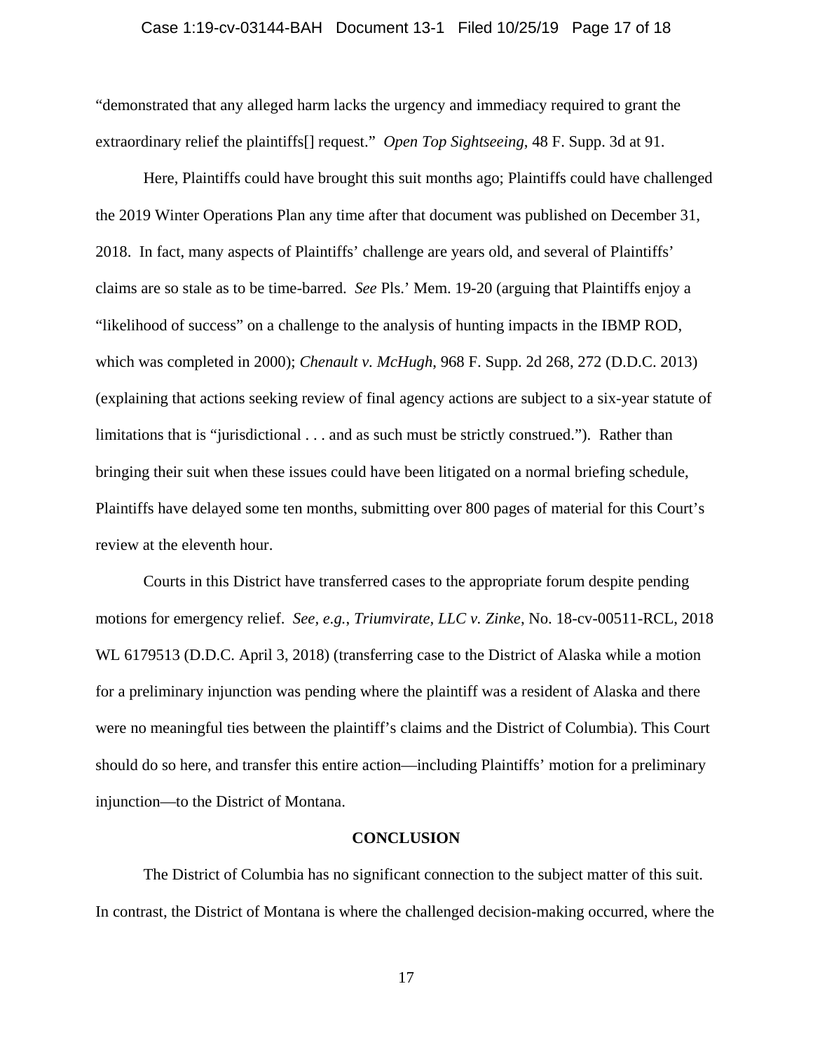"demonstrated that any alleged harm lacks the urgency and immediacy required to grant the extraordinary relief the plaintiffs[] request." *Open Top Sightseeing*, 48 F. Supp. 3d at 91.

Here, Plaintiffs could have brought this suit months ago; Plaintiffs could have challenged the 2019 Winter Operations Plan any time after that document was published on December 31, 2018. In fact, many aspects of Plaintiffs' challenge are years old, and several of Plaintiffs' claims are so stale as to be time-barred. *See* Pls.' Mem. 19-20 (arguing that Plaintiffs enjoy a "likelihood of success" on a challenge to the analysis of hunting impacts in the IBMP ROD, which was completed in 2000); *Chenault v. McHugh*, 968 F. Supp. 2d 268, 272 (D.D.C. 2013) (explaining that actions seeking review of final agency actions are subject to a six-year statute of limitations that is "jurisdictional . . . and as such must be strictly construed."). Rather than bringing their suit when these issues could have been litigated on a normal briefing schedule, Plaintiffs have delayed some ten months, submitting over 800 pages of material for this Court's review at the eleventh hour.

Courts in this District have transferred cases to the appropriate forum despite pending motions for emergency relief. *See, e.g.*, *Triumvirate, LLC v. Zinke*, No. 18-cv-00511-RCL, 2018 WL 6179513 (D.D.C. April 3, 2018) (transferring case to the District of Alaska while a motion for a preliminary injunction was pending where the plaintiff was a resident of Alaska and there were no meaningful ties between the plaintiff's claims and the District of Columbia). This Court should do so here, and transfer this entire action—including Plaintiffs' motion for a preliminary injunction—to the District of Montana.

## CONCLUSION

The District of Columbia has no significant connection to the subject matter of this suit. In contrast, the District of Montana is where the challenged decision-making occurred, where the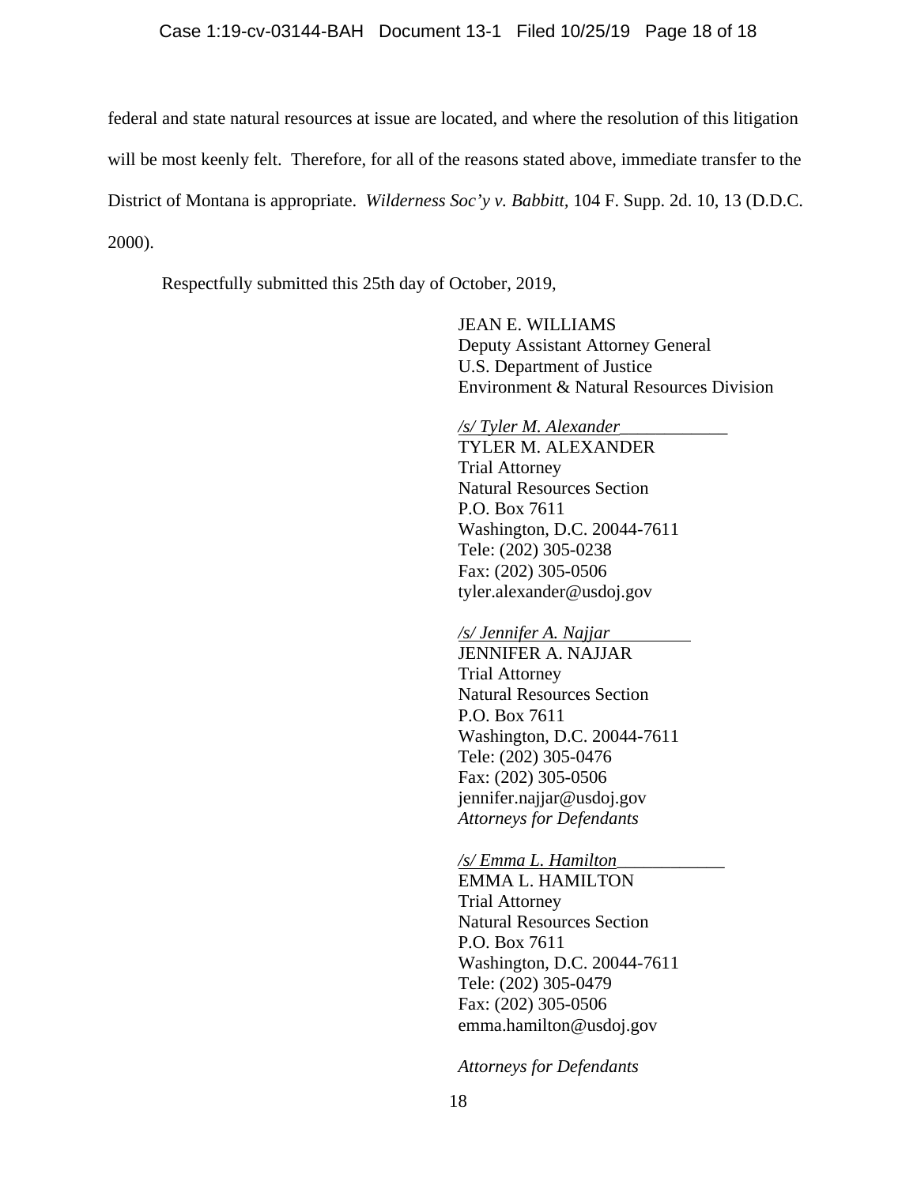federal and state natural resources at issue are located, and where the resolution of this litigation will be most keenly felt. Therefore, for all of the reasons stated above, immediate transfer to the District of Montana is appropriate. *Wilderness Soc'y v. Babbitt*, 104 F. Supp. 2d. 10, 13 (D.D.C. 2000).

Respectfully submitted this 25th day of October, 2019,

JEAN E. WILLIAMS
Deputy Assistant Attorney General
U.S. Department of Justice
Environment & Natural Resources Division

*/s/ Tyler M. Alexander*
TYLER M. ALEXANDER
Trial Attorney
Natural Resources Section
P.O. Box 7611
Washington, D.C. 20044-7611
Tele: (202) 305-0238
Fax: (202) 305-0506
tyler.alexander@usdoj.gov

*/s/ Jennifer A. Najjar*
JENNIFER A. NAJJAR
Trial Attorney
Natural Resources Section
P.O. Box 7611
Washington, D.C. 20044-7611
Tele: (202) 305-0476
Fax: (202) 305-0506
jennifer.najjar@usdoj.gov
*Attorneys for Defendants*

*/s/ Emma L. Hamilton*
EMMA L. HAMILTON
Trial Attorney
Natural Resources Section
P.O. Box 7611
Washington, D.C. 20044-7611
Tele: (202) 305-0479
Fax: (202) 305-0506
emma.hamilton@usdoj.gov

*Attorneys for Defendants*